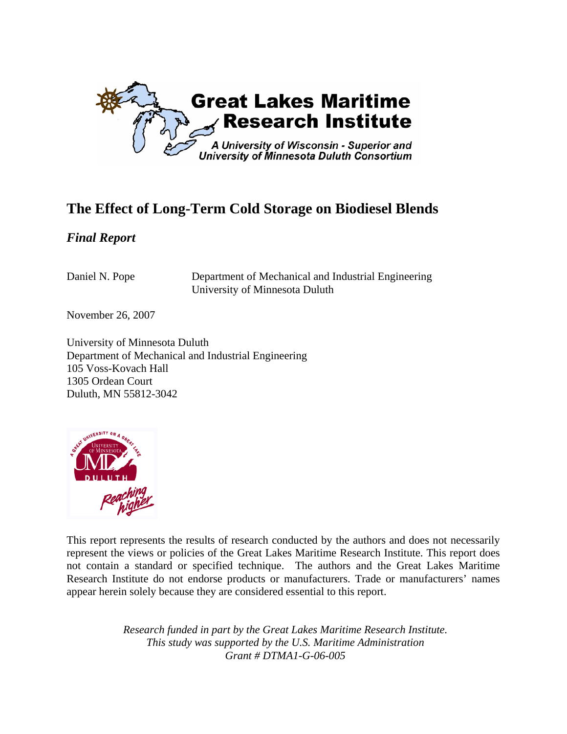Great Lakes Maritime Research Institute

*A University of Wisconsin - Superior and University of Minnesota Duluth Consortium*

# The Effect of Long-Term Cold Storage on Biodiesel Blends

## *Final Report*

Daniel N. Pope — Department of Mechanical and Industrial Engineering, University of Minnesota Duluth

November 26, 2007

University of Minnesota Duluth
Department of Mechanical and Industrial Engineering
105 Voss-Kovach Hall
1305 Ordean Court
Duluth, MN 55812-3042

This report represents the results of research conducted by the authors and does not necessarily represent the views or policies of the Great Lakes Maritime Research Institute. This report does not contain a standard or specified technique. The authors and the Great Lakes Maritime Research Institute do not endorse products or manufacturers. Trade or manufacturers' names appear herein solely because they are considered essential to this report.

*Research funded in part by the Great Lakes Maritime Research Institute.*
*This study was supported by the U.S. Maritime Administration*
*Grant # DTMA1-G-06-005*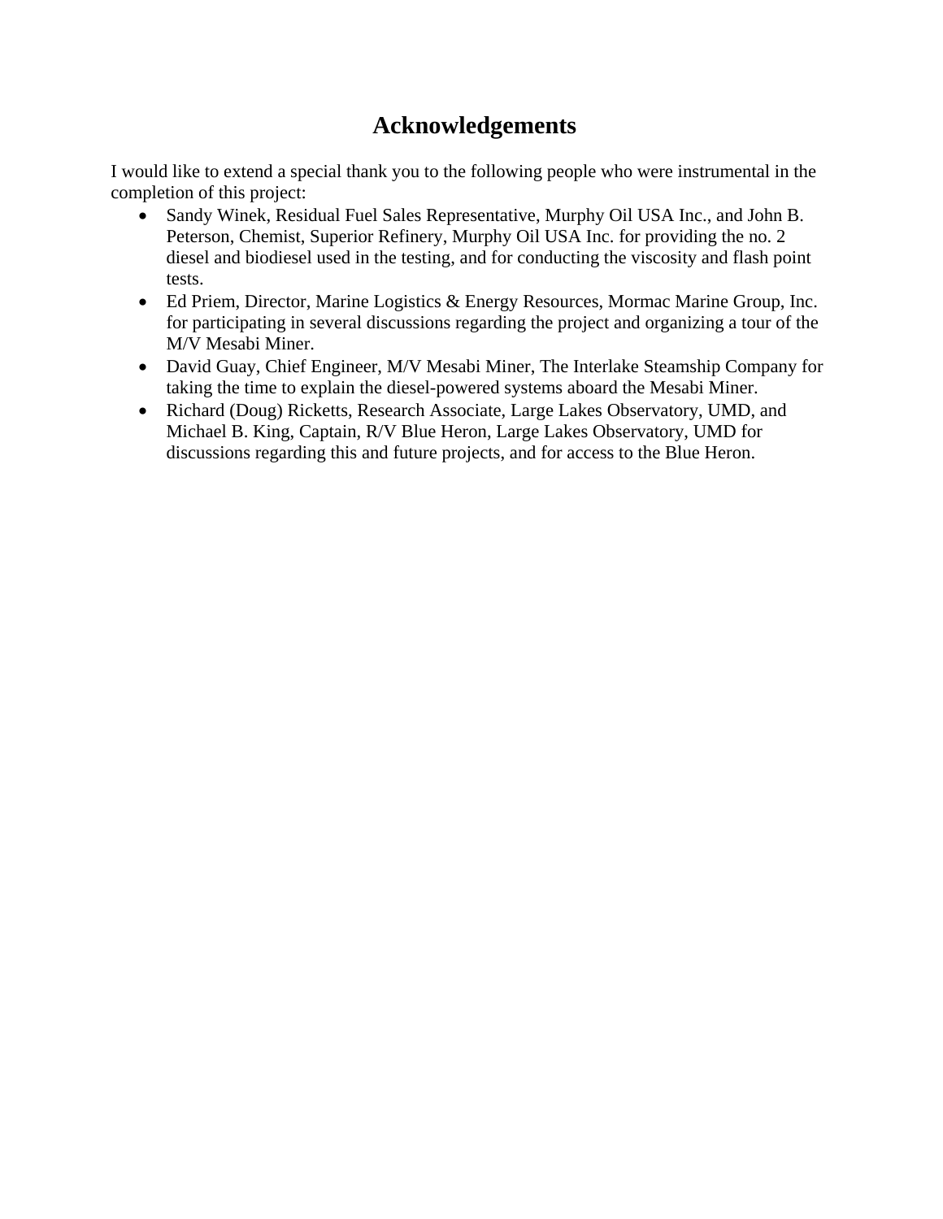# Acknowledgements

I would like to extend a special thank you to the following people who were instrumental in the completion of this project:

- Sandy Winek, Residual Fuel Sales Representative, Murphy Oil USA Inc., and John B. Peterson, Chemist, Superior Refinery, Murphy Oil USA Inc. for providing the no. 2 diesel and biodiesel used in the testing, and for conducting the viscosity and flash point tests.
- Ed Priem, Director, Marine Logistics & Energy Resources, Mormac Marine Group, Inc. for participating in several discussions regarding the project and organizing a tour of the M/V Mesabi Miner.
- David Guay, Chief Engineer, M/V Mesabi Miner, The Interlake Steamship Company for taking the time to explain the diesel-powered systems aboard the Mesabi Miner.
- Richard (Doug) Ricketts, Research Associate, Large Lakes Observatory, UMD, and Michael B. King, Captain, R/V Blue Heron, Large Lakes Observatory, UMD for discussions regarding this and future projects, and for access to the Blue Heron.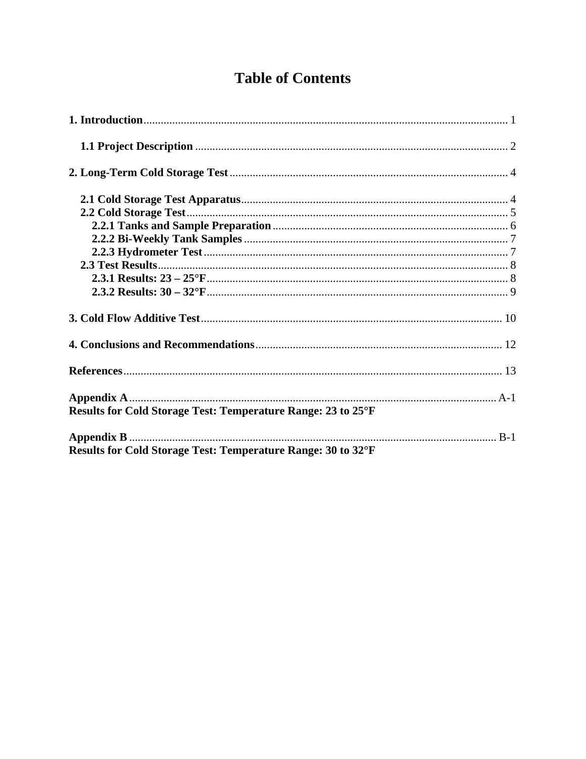# Table of Contents

**1. Introduction** ..... 1

**1.1 Project Description** ..... 2

**2. Long-Term Cold Storage Test** ..... 4

**2.1 Cold Storage Test Apparatus** ..... 4
**2.2 Cold Storage Test** ..... 5
**2.2.1 Tanks and Sample Preparation** ..... 6
**2.2.2 Bi-Weekly Tank Samples** ..... 7
**2.2.3 Hydrometer Test** ..... 7
**2.3 Test Results** ..... 8
**2.3.1 Results: 23 – 25°F** ..... 8
**2.3.2 Results: 30 – 32°F** ..... 9

**3. Cold Flow Additive Test** ..... 10

**4. Conclusions and Recommendations** ..... 12

**References** ..... 13

**Appendix A** ..... A-1
**Results for Cold Storage Test: Temperature Range: 23 to 25°F**

**Appendix B** ..... B-1
**Results for Cold Storage Test: Temperature Range: 30 to 32°F**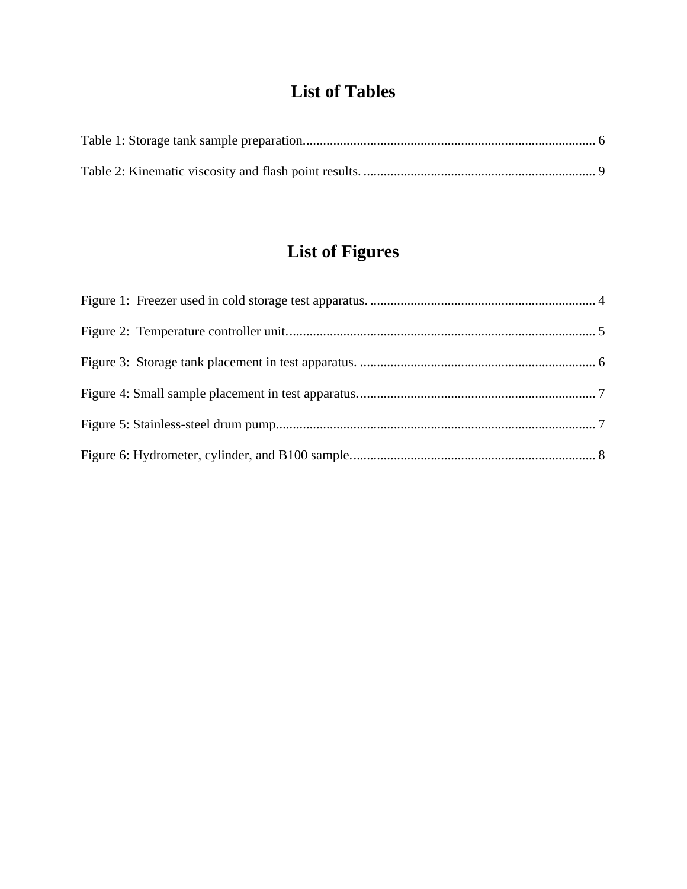# List of Tables

Table 1: Storage tank sample preparation....................................................................................... 6

Table 2: Kinematic viscosity and flash point results. ..................................................................... 9

# List of Figures

Figure 1: Freezer used in cold storage test apparatus. ................................................................... 4

Figure 2: Temperature controller unit............................................................................................ 5

Figure 3: Storage tank placement in test apparatus. ...................................................................... 6

Figure 4: Small sample placement in test apparatus...................................................................... 7

Figure 5: Stainless-steel drum pump.............................................................................................. 7

Figure 6: Hydrometer, cylinder, and B100 sample........................................................................ 8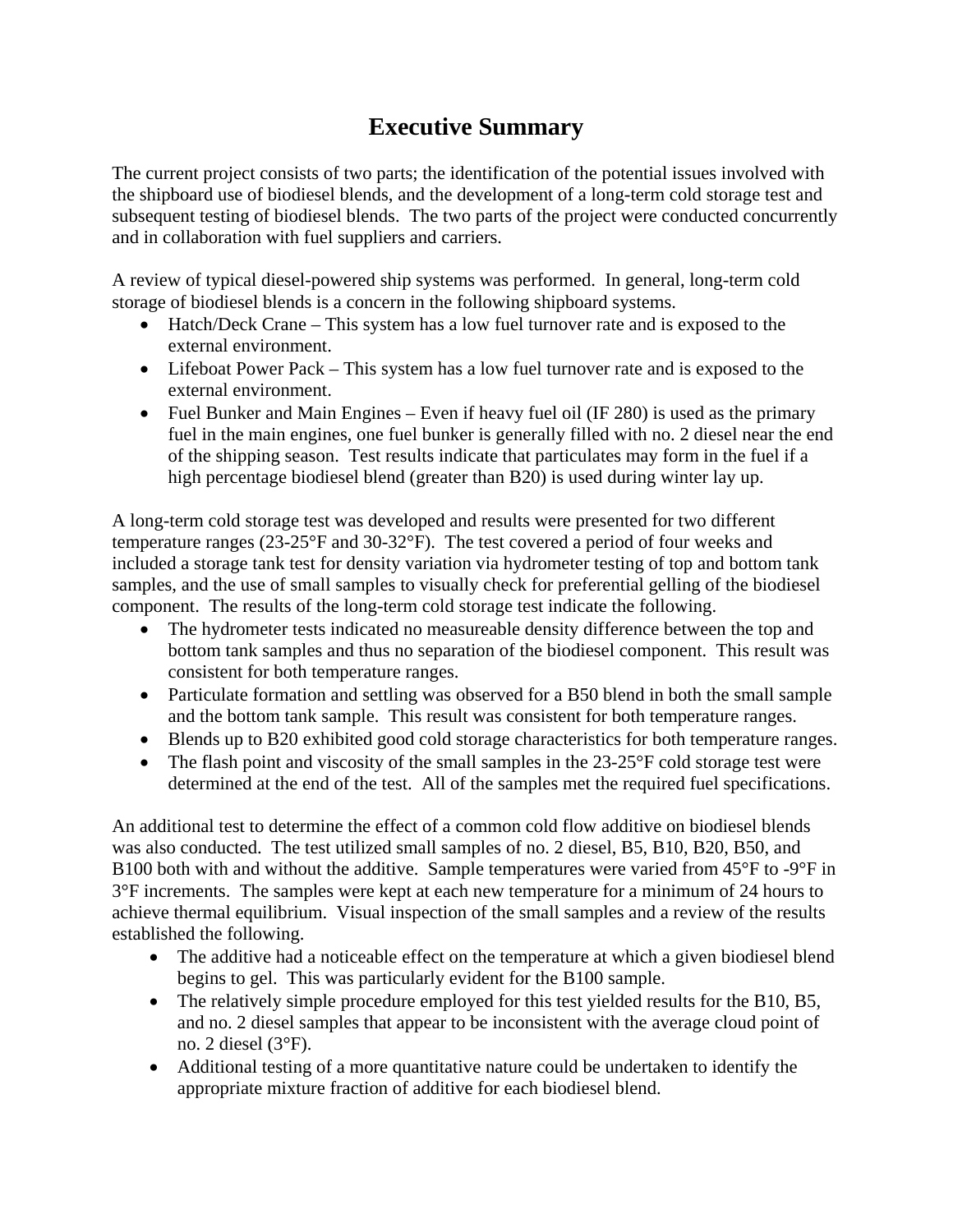# Executive Summary

The current project consists of two parts; the identification of the potential issues involved with the shipboard use of biodiesel blends, and the development of a long-term cold storage test and subsequent testing of biodiesel blends. The two parts of the project were conducted concurrently and in collaboration with fuel suppliers and carriers.

A review of typical diesel-powered ship systems was performed. In general, long-term cold storage of biodiesel blends is a concern in the following shipboard systems.

- Hatch/Deck Crane – This system has a low fuel turnover rate and is exposed to the external environment.
- Lifeboat Power Pack – This system has a low fuel turnover rate and is exposed to the external environment.
- Fuel Bunker and Main Engines – Even if heavy fuel oil (IF 280) is used as the primary fuel in the main engines, one fuel bunker is generally filled with no. 2 diesel near the end of the shipping season. Test results indicate that particulates may form in the fuel if a high percentage biodiesel blend (greater than B20) is used during winter lay up.

A long-term cold storage test was developed and results were presented for two different temperature ranges (23-25°F and 30-32°F). The test covered a period of four weeks and included a storage tank test for density variation via hydrometer testing of top and bottom tank samples, and the use of small samples to visually check for preferential gelling of the biodiesel component. The results of the long-term cold storage test indicate the following.

- The hydrometer tests indicated no measureable density difference between the top and bottom tank samples and thus no separation of the biodiesel component. This result was consistent for both temperature ranges.
- Particulate formation and settling was observed for a B50 blend in both the small sample and the bottom tank sample. This result was consistent for both temperature ranges.
- Blends up to B20 exhibited good cold storage characteristics for both temperature ranges.
- The flash point and viscosity of the small samples in the 23-25°F cold storage test were determined at the end of the test. All of the samples met the required fuel specifications.

An additional test to determine the effect of a common cold flow additive on biodiesel blends was also conducted. The test utilized small samples of no. 2 diesel, B5, B10, B20, B50, and B100 both with and without the additive. Sample temperatures were varied from 45°F to -9°F in 3°F increments. The samples were kept at each new temperature for a minimum of 24 hours to achieve thermal equilibrium. Visual inspection of the small samples and a review of the results established the following.

- The additive had a noticeable effect on the temperature at which a given biodiesel blend begins to gel. This was particularly evident for the B100 sample.
- The relatively simple procedure employed for this test yielded results for the B10, B5, and no. 2 diesel samples that appear to be inconsistent with the average cloud point of no. 2 diesel (3°F).
- Additional testing of a more quantitative nature could be undertaken to identify the appropriate mixture fraction of additive for each biodiesel blend.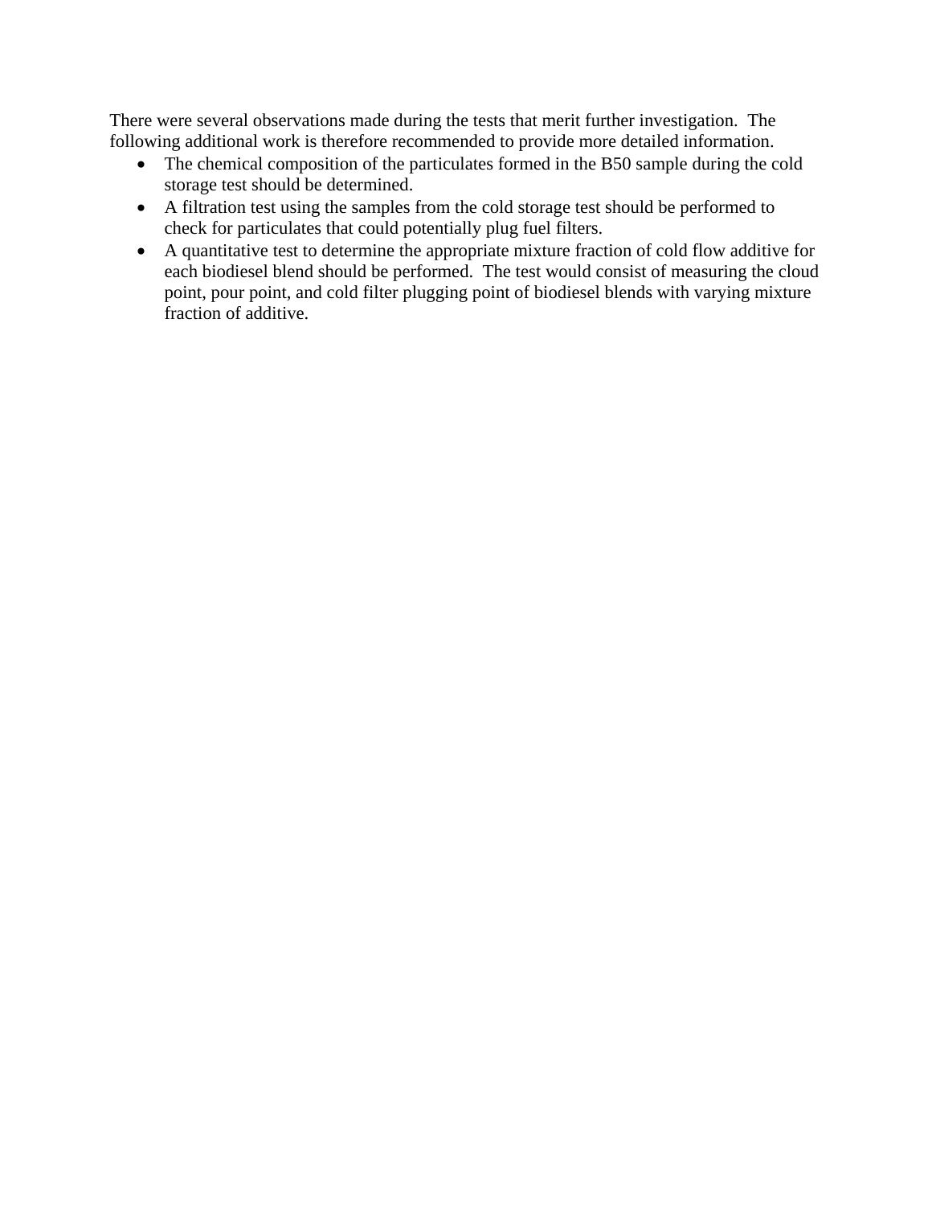There were several observations made during the tests that merit further investigation. The following additional work is therefore recommended to provide more detailed information.

- The chemical composition of the particulates formed in the B50 sample during the cold storage test should be determined.
- A filtration test using the samples from the cold storage test should be performed to check for particulates that could potentially plug fuel filters.
- A quantitative test to determine the appropriate mixture fraction of cold flow additive for each biodiesel blend should be performed. The test would consist of measuring the cloud point, pour point, and cold filter plugging point of biodiesel blends with varying mixture fraction of additive.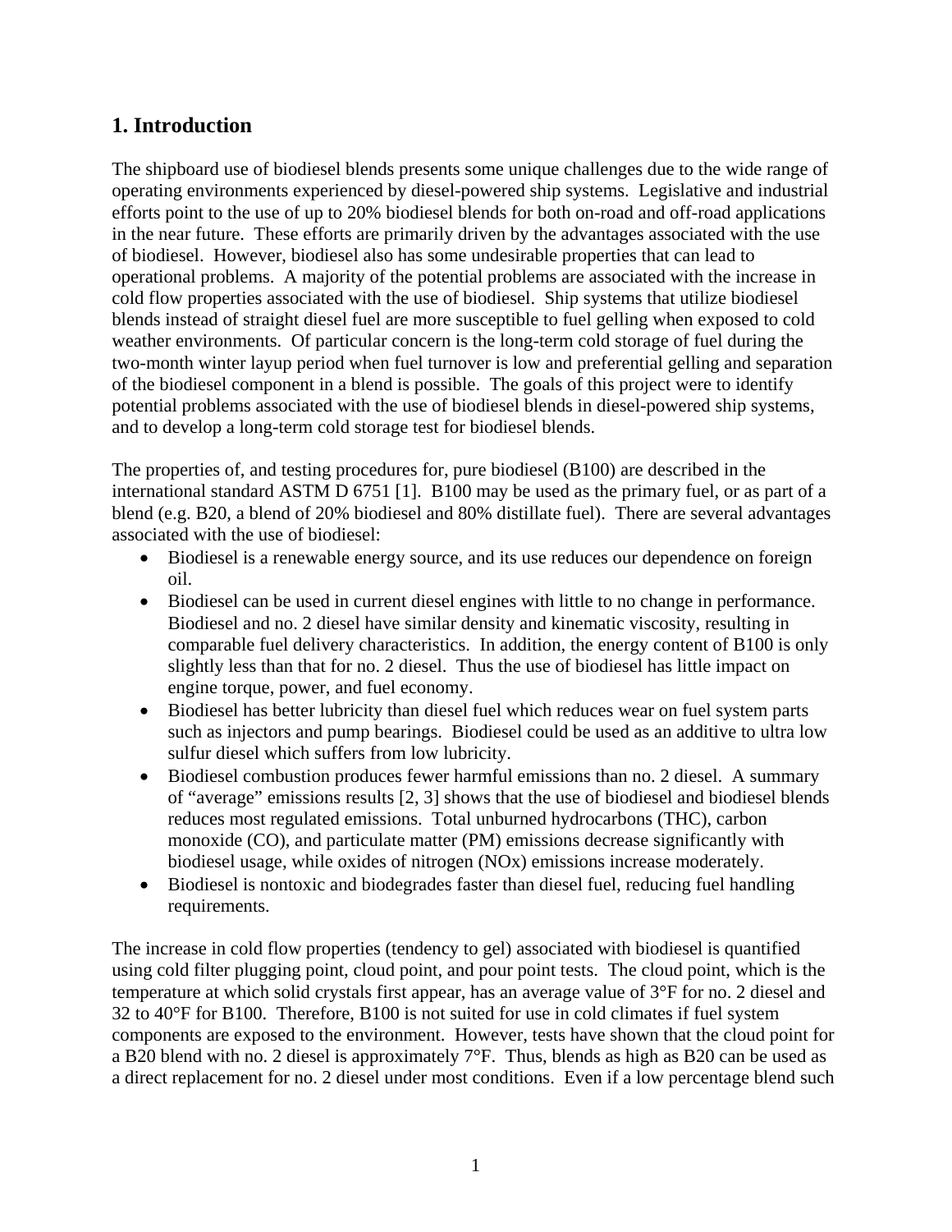## 1. Introduction

The shipboard use of biodiesel blends presents some unique challenges due to the wide range of operating environments experienced by diesel-powered ship systems. Legislative and industrial efforts point to the use of up to 20% biodiesel blends for both on-road and off-road applications in the near future. These efforts are primarily driven by the advantages associated with the use of biodiesel. However, biodiesel also has some undesirable properties that can lead to operational problems. A majority of the potential problems are associated with the increase in cold flow properties associated with the use of biodiesel. Ship systems that utilize biodiesel blends instead of straight diesel fuel are more susceptible to fuel gelling when exposed to cold weather environments. Of particular concern is the long-term cold storage of fuel during the two-month winter layup period when fuel turnover is low and preferential gelling and separation of the biodiesel component in a blend is possible. The goals of this project were to identify potential problems associated with the use of biodiesel blends in diesel-powered ship systems, and to develop a long-term cold storage test for biodiesel blends.

The properties of, and testing procedures for, pure biodiesel (B100) are described in the international standard ASTM D 6751 [1]. B100 may be used as the primary fuel, or as part of a blend (e.g. B20, a blend of 20% biodiesel and 80% distillate fuel). There are several advantages associated with the use of biodiesel:

- Biodiesel is a renewable energy source, and its use reduces our dependence on foreign oil.
- Biodiesel can be used in current diesel engines with little to no change in performance. Biodiesel and no. 2 diesel have similar density and kinematic viscosity, resulting in comparable fuel delivery characteristics. In addition, the energy content of B100 is only slightly less than that for no. 2 diesel. Thus the use of biodiesel has little impact on engine torque, power, and fuel economy.
- Biodiesel has better lubricity than diesel fuel which reduces wear on fuel system parts such as injectors and pump bearings. Biodiesel could be used as an additive to ultra low sulfur diesel which suffers from low lubricity.
- Biodiesel combustion produces fewer harmful emissions than no. 2 diesel. A summary of "average" emissions results [2, 3] shows that the use of biodiesel and biodiesel blends reduces most regulated emissions. Total unburned hydrocarbons (THC), carbon monoxide (CO), and particulate matter (PM) emissions decrease significantly with biodiesel usage, while oxides of nitrogen (NOx) emissions increase moderately.
- Biodiesel is nontoxic and biodegrades faster than diesel fuel, reducing fuel handling requirements.

The increase in cold flow properties (tendency to gel) associated with biodiesel is quantified using cold filter plugging point, cloud point, and pour point tests. The cloud point, which is the temperature at which solid crystals first appear, has an average value of 3°F for no. 2 diesel and 32 to 40°F for B100. Therefore, B100 is not suited for use in cold climates if fuel system components are exposed to the environment. However, tests have shown that the cloud point for a B20 blend with no. 2 diesel is approximately 7°F. Thus, blends as high as B20 can be used as a direct replacement for no. 2 diesel under most conditions. Even if a low percentage blend such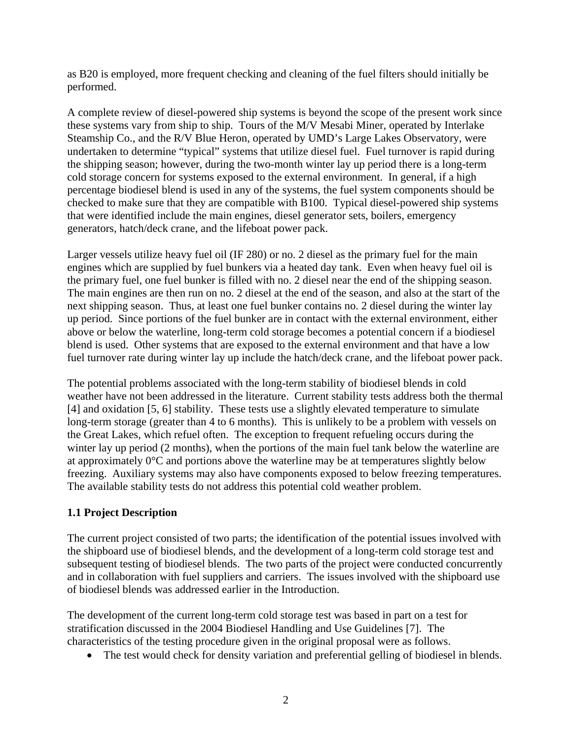as B20 is employed, more frequent checking and cleaning of the fuel filters should initially be performed.

A complete review of diesel-powered ship systems is beyond the scope of the present work since these systems vary from ship to ship. Tours of the M/V Mesabi Miner, operated by Interlake Steamship Co., and the R/V Blue Heron, operated by UMD's Large Lakes Observatory, were undertaken to determine "typical" systems that utilize diesel fuel. Fuel turnover is rapid during the shipping season; however, during the two-month winter lay up period there is a long-term cold storage concern for systems exposed to the external environment. In general, if a high percentage biodiesel blend is used in any of the systems, the fuel system components should be checked to make sure that they are compatible with B100. Typical diesel-powered ship systems that were identified include the main engines, diesel generator sets, boilers, emergency generators, hatch/deck crane, and the lifeboat power pack.

Larger vessels utilize heavy fuel oil (IF 280) or no. 2 diesel as the primary fuel for the main engines which are supplied by fuel bunkers via a heated day tank. Even when heavy fuel oil is the primary fuel, one fuel bunker is filled with no. 2 diesel near the end of the shipping season. The main engines are then run on no. 2 diesel at the end of the season, and also at the start of the next shipping season. Thus, at least one fuel bunker contains no. 2 diesel during the winter lay up period. Since portions of the fuel bunker are in contact with the external environment, either above or below the waterline, long-term cold storage becomes a potential concern if a biodiesel blend is used. Other systems that are exposed to the external environment and that have a low fuel turnover rate during winter lay up include the hatch/deck crane, and the lifeboat power pack.

The potential problems associated with the long-term stability of biodiesel blends in cold weather have not been addressed in the literature. Current stability tests address both the thermal [4] and oxidation [5, 6] stability. These tests use a slightly elevated temperature to simulate long-term storage (greater than 4 to 6 months). This is unlikely to be a problem with vessels on the Great Lakes, which refuel often. The exception to frequent refueling occurs during the winter lay up period (2 months), when the portions of the main fuel tank below the waterline are at approximately 0°C and portions above the waterline may be at temperatures slightly below freezing. Auxiliary systems may also have components exposed to below freezing temperatures. The available stability tests do not address this potential cold weather problem.

### 1.1 Project Description

The current project consisted of two parts; the identification of the potential issues involved with the shipboard use of biodiesel blends, and the development of a long-term cold storage test and subsequent testing of biodiesel blends. The two parts of the project were conducted concurrently and in collaboration with fuel suppliers and carriers. The issues involved with the shipboard use of biodiesel blends was addressed earlier in the Introduction.

The development of the current long-term cold storage test was based in part on a test for stratification discussed in the 2004 Biodiesel Handling and Use Guidelines [7]. The characteristics of the testing procedure given in the original proposal were as follows.

- The test would check for density variation and preferential gelling of biodiesel in blends.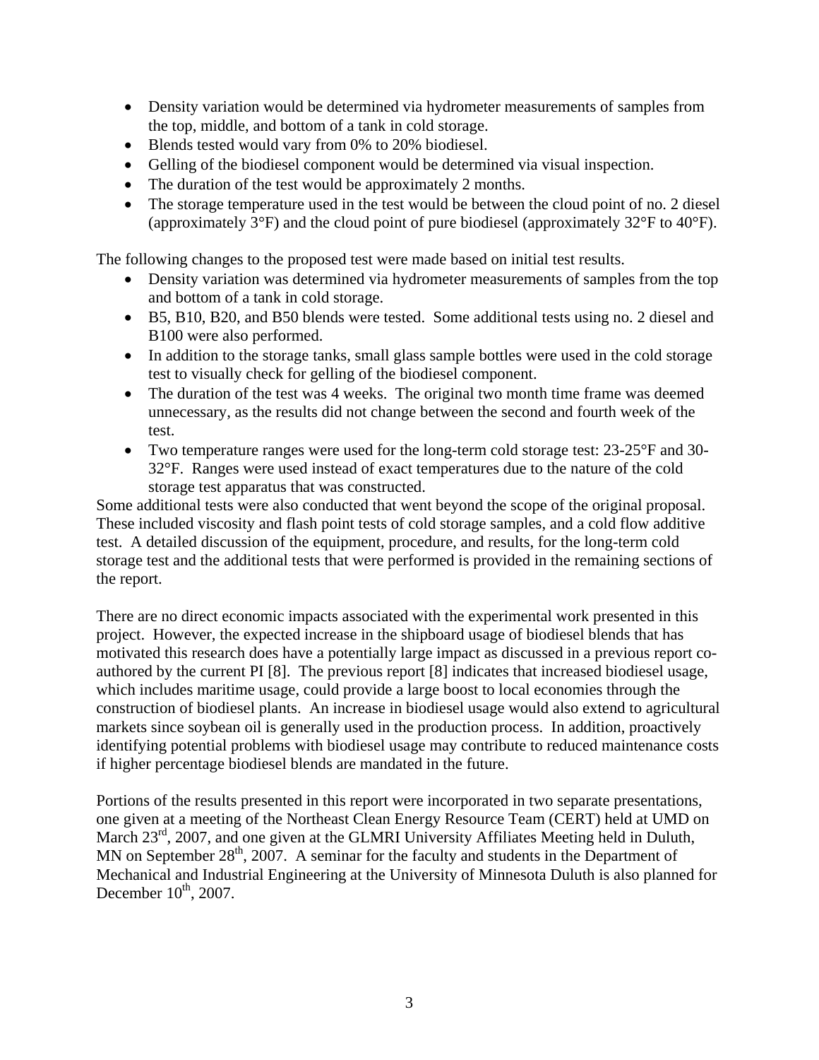- Density variation would be determined via hydrometer measurements of samples from the top, middle, and bottom of a tank in cold storage.
- Blends tested would vary from 0% to 20% biodiesel.
- Gelling of the biodiesel component would be determined via visual inspection.
- The duration of the test would be approximately 2 months.
- The storage temperature used in the test would be between the cloud point of no. 2 diesel (approximately 3°F) and the cloud point of pure biodiesel (approximately 32°F to 40°F).

The following changes to the proposed test were made based on initial test results.

- Density variation was determined via hydrometer measurements of samples from the top and bottom of a tank in cold storage.
- B5, B10, B20, and B50 blends were tested. Some additional tests using no. 2 diesel and B100 were also performed.
- In addition to the storage tanks, small glass sample bottles were used in the cold storage test to visually check for gelling of the biodiesel component.
- The duration of the test was 4 weeks. The original two month time frame was deemed unnecessary, as the results did not change between the second and fourth week of the test.
- Two temperature ranges were used for the long-term cold storage test: 23-25°F and 30-32°F. Ranges were used instead of exact temperatures due to the nature of the cold storage test apparatus that was constructed.

Some additional tests were also conducted that went beyond the scope of the original proposal. These included viscosity and flash point tests of cold storage samples, and a cold flow additive test. A detailed discussion of the equipment, procedure, and results, for the long-term cold storage test and the additional tests that were performed is provided in the remaining sections of the report.

There are no direct economic impacts associated with the experimental work presented in this project. However, the expected increase in the shipboard usage of biodiesel blends that has motivated this research does have a potentially large impact as discussed in a previous report co-authored by the current PI [8]. The previous report [8] indicates that increased biodiesel usage, which includes maritime usage, could provide a large boost to local economies through the construction of biodiesel plants. An increase in biodiesel usage would also extend to agricultural markets since soybean oil is generally used in the production process. In addition, proactively identifying potential problems with biodiesel usage may contribute to reduced maintenance costs if higher percentage biodiesel blends are mandated in the future.

Portions of the results presented in this report were incorporated in two separate presentations, one given at a meeting of the Northeast Clean Energy Resource Team (CERT) held at UMD on March 23rd, 2007, and one given at the GLMRI University Affiliates Meeting held in Duluth, MN on September 28th, 2007. A seminar for the faculty and students in the Department of Mechanical and Industrial Engineering at the University of Minnesota Duluth is also planned for December 10th, 2007.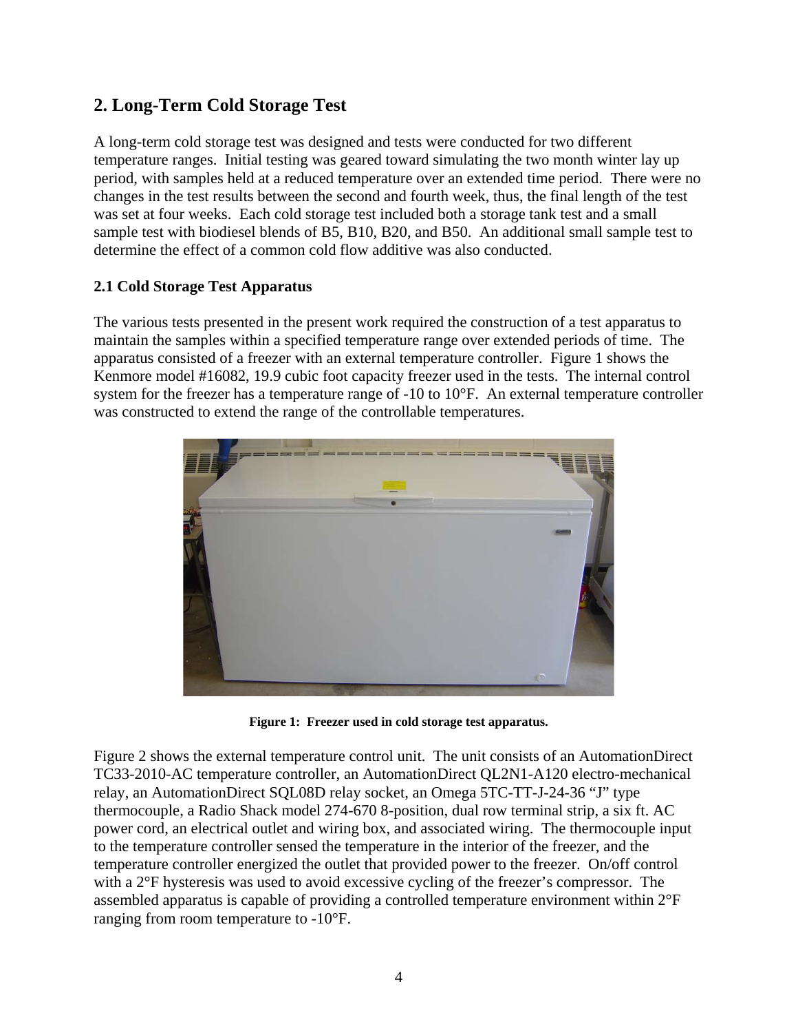## 2. Long-Term Cold Storage Test

A long-term cold storage test was designed and tests were conducted for two different temperature ranges. Initial testing was geared toward simulating the two month winter lay up period, with samples held at a reduced temperature over an extended time period. There were no changes in the test results between the second and fourth week, thus, the final length of the test was set at four weeks. Each cold storage test included both a storage tank test and a small sample test with biodiesel blends of B5, B10, B20, and B50. An additional small sample test to determine the effect of a common cold flow additive was also conducted.

### 2.1 Cold Storage Test Apparatus

The various tests presented in the present work required the construction of a test apparatus to maintain the samples within a specified temperature range over extended periods of time. The apparatus consisted of a freezer with an external temperature controller. Figure 1 shows the Kenmore model #16082, 19.9 cubic foot capacity freezer used in the tests. The internal control system for the freezer has a temperature range of -10 to 10°F. An external temperature controller was constructed to extend the range of the controllable temperatures.

**Figure 1: Freezer used in cold storage test apparatus.**

Figure 2 shows the external temperature control unit. The unit consists of an AutomationDirect TC33-2010-AC temperature controller, an AutomationDirect QL2N1-A120 electro-mechanical relay, an AutomationDirect SQL08D relay socket, an Omega 5TC-TT-J-24-36 "J" type thermocouple, a Radio Shack model 274-670 8-position, dual row terminal strip, a six ft. AC power cord, an electrical outlet and wiring box, and associated wiring. The thermocouple input to the temperature controller sensed the temperature in the interior of the freezer, and the temperature controller energized the outlet that provided power to the freezer. On/off control with a 2°F hysteresis was used to avoid excessive cycling of the freezer's compressor. The assembled apparatus is capable of providing a controlled temperature environment within 2°F ranging from room temperature to -10°F.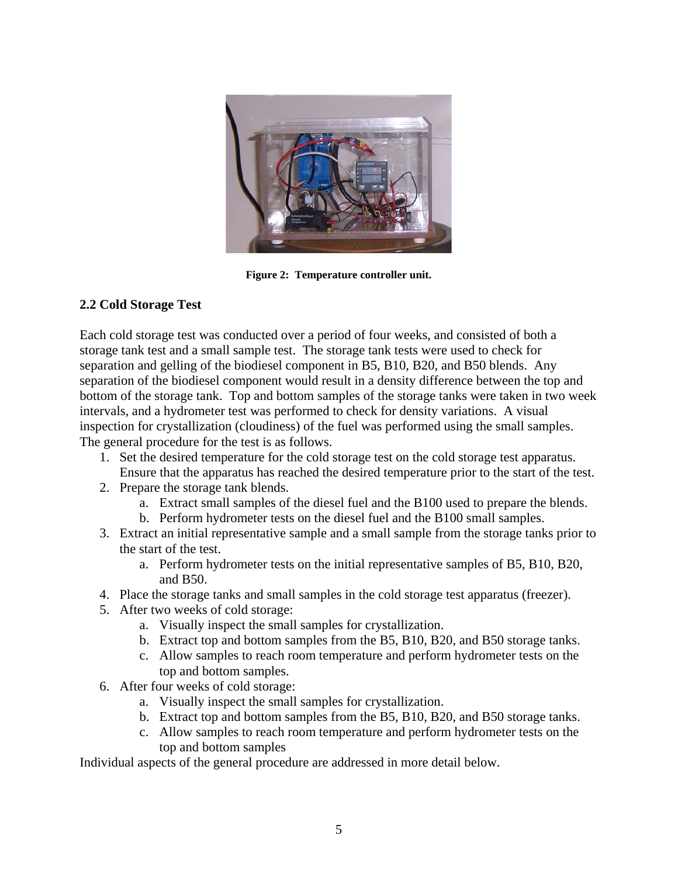**Figure 2: Temperature controller unit.**

### 2.2 Cold Storage Test

Each cold storage test was conducted over a period of four weeks, and consisted of both a storage tank test and a small sample test. The storage tank tests were used to check for separation and gelling of the biodiesel component in B5, B10, B20, and B50 blends. Any separation of the biodiesel component would result in a density difference between the top and bottom of the storage tank. Top and bottom samples of the storage tanks were taken in two week intervals, and a hydrometer test was performed to check for density variations. A visual inspection for crystallization (cloudiness) of the fuel was performed using the small samples. The general procedure for the test is as follows.

1. Set the desired temperature for the cold storage test on the cold storage test apparatus. Ensure that the apparatus has reached the desired temperature prior to the start of the test.
2. Prepare the storage tank blends.
    a. Extract small samples of the diesel fuel and the B100 used to prepare the blends.
    b. Perform hydrometer tests on the diesel fuel and the B100 small samples.
3. Extract an initial representative sample and a small sample from the storage tanks prior to the start of the test.
    a. Perform hydrometer tests on the initial representative samples of B5, B10, B20, and B50.
4. Place the storage tanks and small samples in the cold storage test apparatus (freezer).
5. After two weeks of cold storage:
    a. Visually inspect the small samples for crystallization.
    b. Extract top and bottom samples from the B5, B10, B20, and B50 storage tanks.
    c. Allow samples to reach room temperature and perform hydrometer tests on the top and bottom samples.
6. After four weeks of cold storage:
    a. Visually inspect the small samples for crystallization.
    b. Extract top and bottom samples from the B5, B10, B20, and B50 storage tanks.
    c. Allow samples to reach room temperature and perform hydrometer tests on the top and bottom samples

Individual aspects of the general procedure are addressed in more detail below.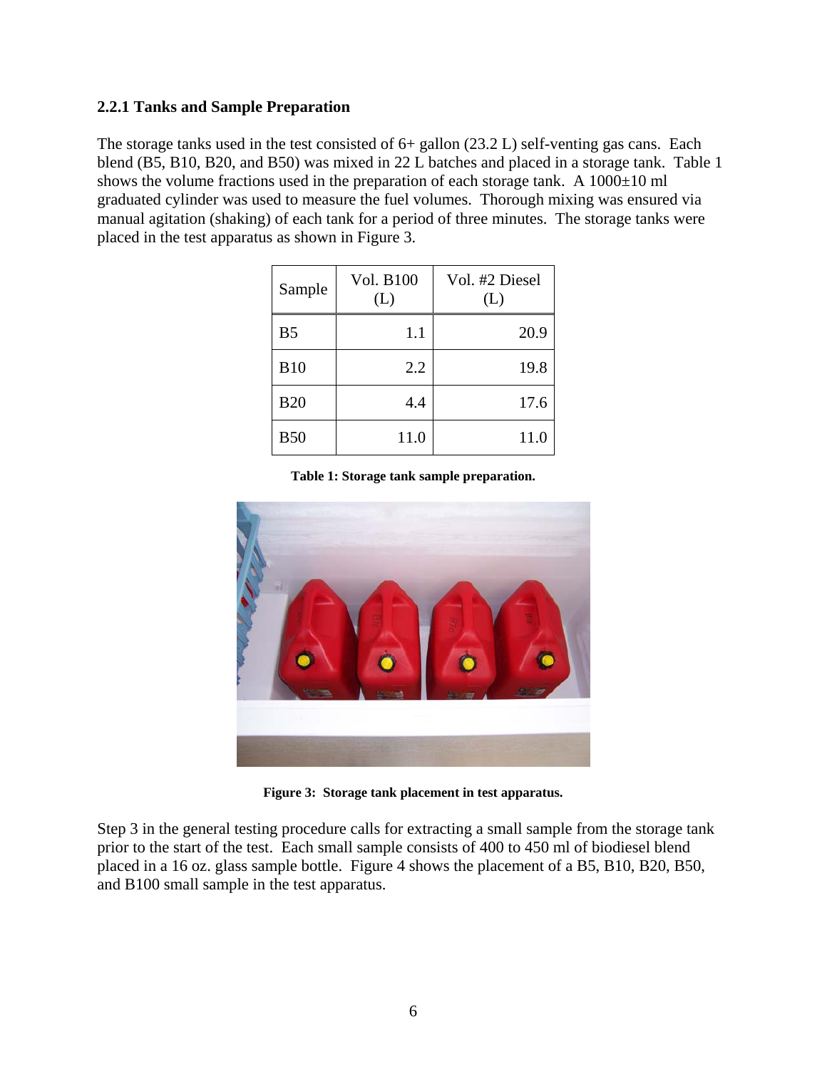### 2.2.1 Tanks and Sample Preparation

The storage tanks used in the test consisted of 6+ gallon (23.2 L) self-venting gas cans. Each blend (B5, B10, B20, and B50) was mixed in 22 L batches and placed in a storage tank. Table 1 shows the volume fractions used in the preparation of each storage tank. A 1000±10 ml graduated cylinder was used to measure the fuel volumes. Thorough mixing was ensured via manual agitation (shaking) of each tank for a period of three minutes. The storage tanks were placed in the test apparatus as shown in Figure 3.

| Sample | Vol. B100 (L) | Vol. #2 Diesel (L) |
|---|---|---|
| B5 | 1.1 | 20.9 |
| B10 | 2.2 | 19.8 |
| B20 | 4.4 | 17.6 |
| B50 | 11.0 | 11.0 |

**Table 1: Storage tank sample preparation.**

**Figure 3: Storage tank placement in test apparatus.**

Step 3 in the general testing procedure calls for extracting a small sample from the storage tank prior to the start of the test. Each small sample consists of 400 to 450 ml of biodiesel blend placed in a 16 oz. glass sample bottle. Figure 4 shows the placement of a B5, B10, B20, B50, and B100 small sample in the test apparatus.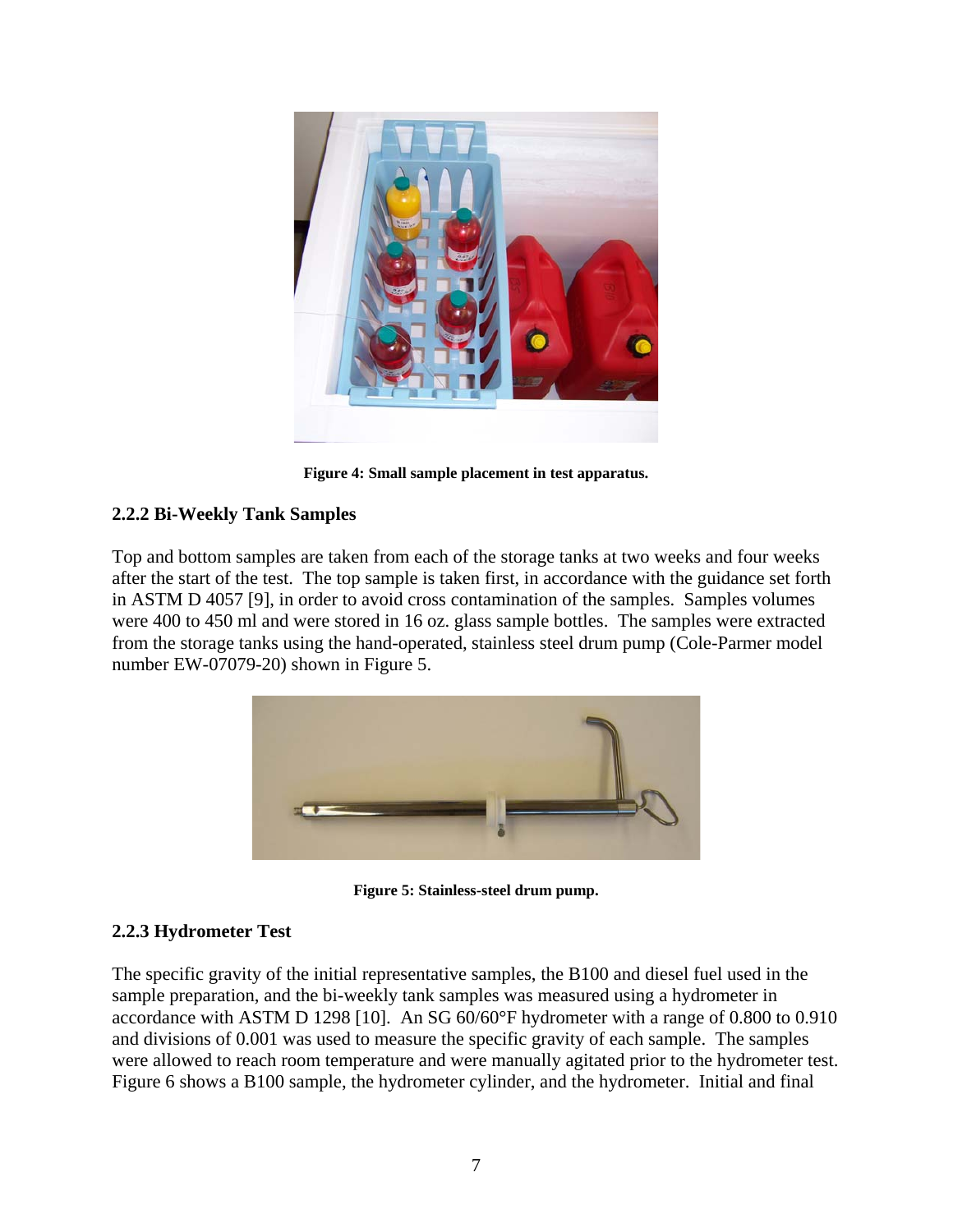**Figure 4: Small sample placement in test apparatus.**

### 2.2.2 Bi-Weekly Tank Samples

Top and bottom samples are taken from each of the storage tanks at two weeks and four weeks after the start of the test. The top sample is taken first, in accordance with the guidance set forth in ASTM D 4057 [9], in order to avoid cross contamination of the samples. Samples volumes were 400 to 450 ml and were stored in 16 oz. glass sample bottles. The samples were extracted from the storage tanks using the hand-operated, stainless steel drum pump (Cole-Parmer model number EW-07079-20) shown in Figure 5.

**Figure 5: Stainless-steel drum pump.**

### 2.2.3 Hydrometer Test

The specific gravity of the initial representative samples, the B100 and diesel fuel used in the sample preparation, and the bi-weekly tank samples was measured using a hydrometer in accordance with ASTM D 1298 [10]. An SG 60/60°F hydrometer with a range of 0.800 to 0.910 and divisions of 0.001 was used to measure the specific gravity of each sample. The samples were allowed to reach room temperature and were manually agitated prior to the hydrometer test. Figure 6 shows a B100 sample, the hydrometer cylinder, and the hydrometer. Initial and final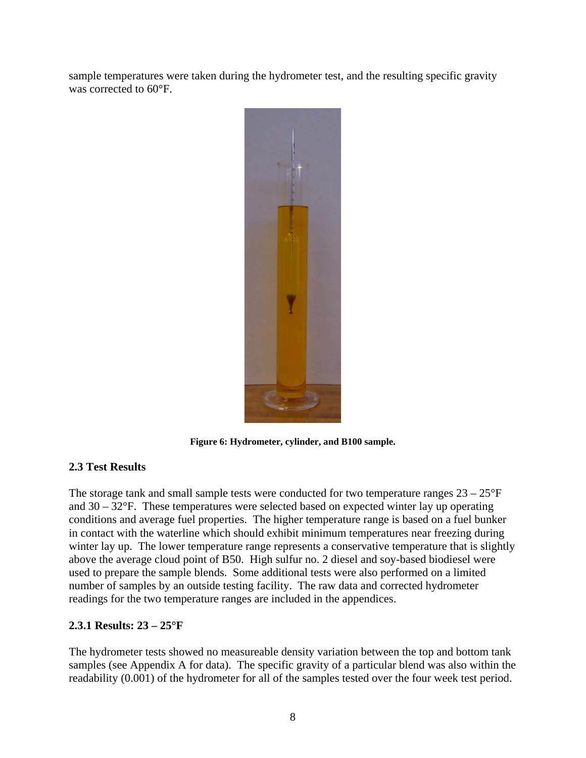sample temperatures were taken during the hydrometer test, and the resulting specific gravity was corrected to 60°F.

**Figure 6: Hydrometer, cylinder, and B100 sample.**

### 2.3 Test Results

The storage tank and small sample tests were conducted for two temperature ranges 23 – 25°F and 30 – 32°F. These temperatures were selected based on expected winter lay up operating conditions and average fuel properties. The higher temperature range is based on a fuel bunker in contact with the waterline which should exhibit minimum temperatures near freezing during winter lay up. The lower temperature range represents a conservative temperature that is slightly above the average cloud point of B50. High sulfur no. 2 diesel and soy-based biodiesel were used to prepare the sample blends. Some additional tests were also performed on a limited number of samples by an outside testing facility. The raw data and corrected hydrometer readings for the two temperature ranges are included in the appendices.

#### 2.3.1 Results: 23 – 25°F

The hydrometer tests showed no measureable density variation between the top and bottom tank samples (see Appendix A for data). The specific gravity of a particular blend was also within the readability (0.001) of the hydrometer for all of the samples tested over the four week test period.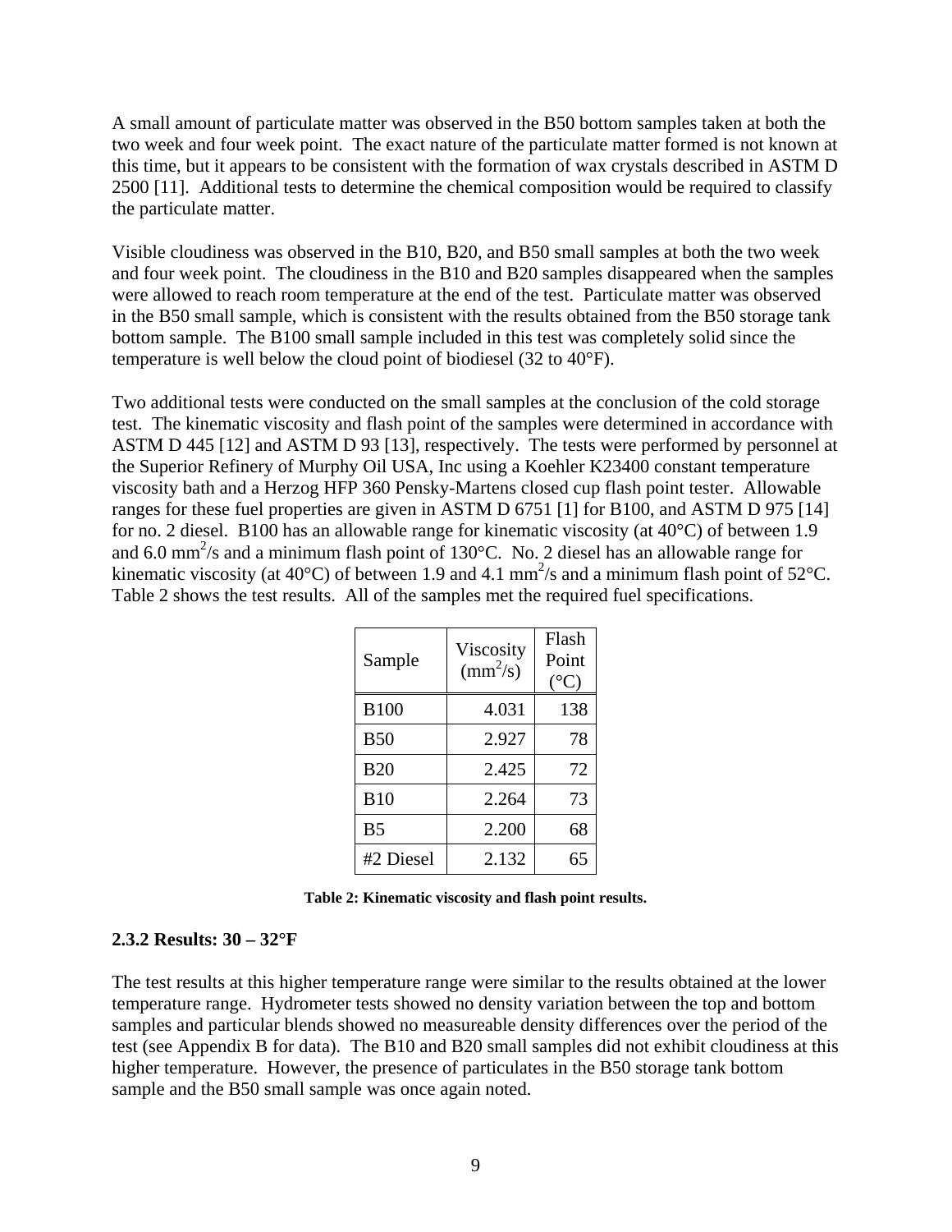A small amount of particulate matter was observed in the B50 bottom samples taken at both the two week and four week point. The exact nature of the particulate matter formed is not known at this time, but it appears to be consistent with the formation of wax crystals described in ASTM D 2500 [11]. Additional tests to determine the chemical composition would be required to classify the particulate matter.

Visible cloudiness was observed in the B10, B20, and B50 small samples at both the two week and four week point. The cloudiness in the B10 and B20 samples disappeared when the samples were allowed to reach room temperature at the end of the test. Particulate matter was observed in the B50 small sample, which is consistent with the results obtained from the B50 storage tank bottom sample. The B100 small sample included in this test was completely solid since the temperature is well below the cloud point of biodiesel (32 to 40°F).

Two additional tests were conducted on the small samples at the conclusion of the cold storage test. The kinematic viscosity and flash point of the samples were determined in accordance with ASTM D 445 [12] and ASTM D 93 [13], respectively. The tests were performed by personnel at the Superior Refinery of Murphy Oil USA, Inc using a Koehler K23400 constant temperature viscosity bath and a Herzog HFP 360 Pensky-Martens closed cup flash point tester. Allowable ranges for these fuel properties are given in ASTM D 6751 [1] for B100, and ASTM D 975 [14] for no. 2 diesel. B100 has an allowable range for kinematic viscosity (at 40°C) of between 1.9 and 6.0 $mm^2/s$ and a minimum flash point of 130°C. No. 2 diesel has an allowable range for kinematic viscosity (at 40°C) of between 1.9 and 4.1 $mm^2/s$ and a minimum flash point of 52°C. Table 2 shows the test results. All of the samples met the required fuel specifications.

| Sample | Viscosity ($mm^2/s$) | Flash Point (°C) |
|---|---|---|
| B100 | 4.031 | 138 |
| B50 | 2.927 | 78 |
| B20 | 2.425 | 72 |
| B10 | 2.264 | 73 |
| B5 | 2.200 | 68 |
| #2 Diesel | 2.132 | 65 |

**Table 2: Kinematic viscosity and flash point results.**

### 2.3.2 Results: 30 – 32°F

The test results at this higher temperature range were similar to the results obtained at the lower temperature range. Hydrometer tests showed no density variation between the top and bottom samples and particular blends showed no measureable density differences over the period of the test (see Appendix B for data). The B10 and B20 small samples did not exhibit cloudiness at this higher temperature. However, the presence of particulates in the B50 storage tank bottom sample and the B50 small sample was once again noted.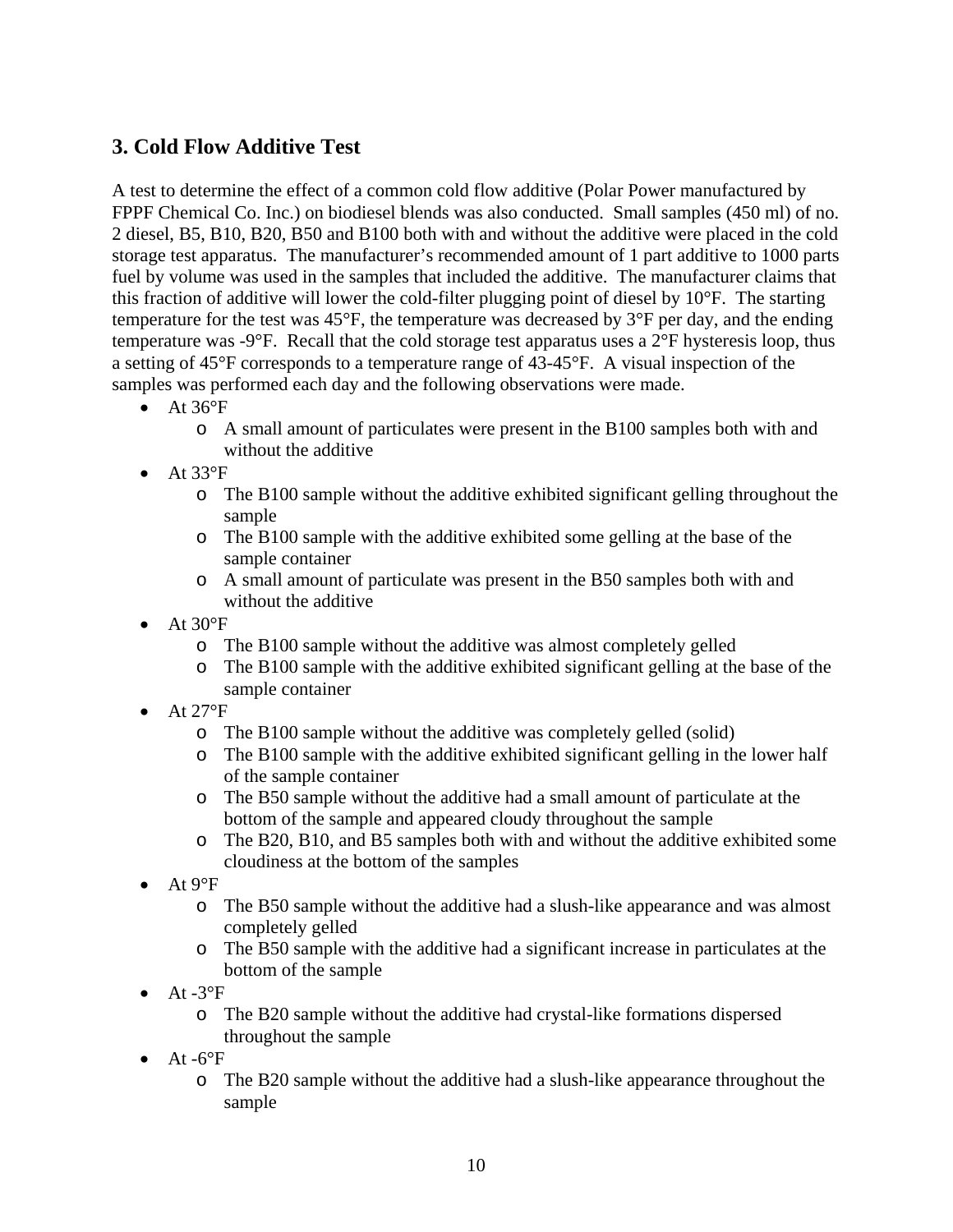## 3. Cold Flow Additive Test

A test to determine the effect of a common cold flow additive (Polar Power manufactured by FPPF Chemical Co. Inc.) on biodiesel blends was also conducted. Small samples (450 ml) of no. 2 diesel, B5, B10, B20, B50 and B100 both with and without the additive were placed in the cold storage test apparatus. The manufacturer's recommended amount of 1 part additive to 1000 parts fuel by volume was used in the samples that included the additive. The manufacturer claims that this fraction of additive will lower the cold-filter plugging point of diesel by 10°F. The starting temperature for the test was 45°F, the temperature was decreased by 3°F per day, and the ending temperature was -9°F. Recall that the cold storage test apparatus uses a 2°F hysteresis loop, thus a setting of 45°F corresponds to a temperature range of 43-45°F. A visual inspection of the samples was performed each day and the following observations were made.

- At 36°F
  - A small amount of particulates were present in the B100 samples both with and without the additive
- At 33°F
  - The B100 sample without the additive exhibited significant gelling throughout the sample
  - The B100 sample with the additive exhibited some gelling at the base of the sample container
  - A small amount of particulate was present in the B50 samples both with and without the additive
- At 30°F
  - The B100 sample without the additive was almost completely gelled
  - The B100 sample with the additive exhibited significant gelling at the base of the sample container
- At 27°F
  - The B100 sample without the additive was completely gelled (solid)
  - The B100 sample with the additive exhibited significant gelling in the lower half of the sample container
  - The B50 sample without the additive had a small amount of particulate at the bottom of the sample and appeared cloudy throughout the sample
  - The B20, B10, and B5 samples both with and without the additive exhibited some cloudiness at the bottom of the samples
- At 9°F
  - The B50 sample without the additive had a slush-like appearance and was almost completely gelled
  - The B50 sample with the additive had a significant increase in particulates at the bottom of the sample
- At -3°F
  - The B20 sample without the additive had crystal-like formations dispersed throughout the sample
- At -6°F
  - The B20 sample without the additive had a slush-like appearance throughout the sample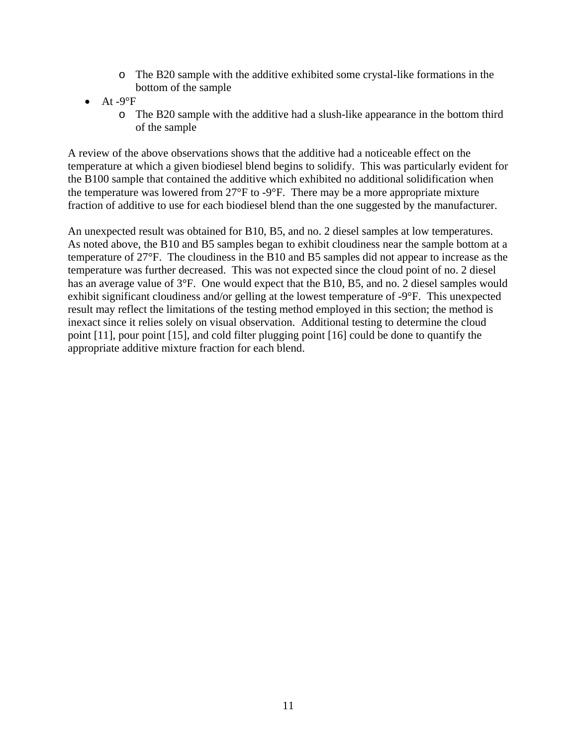- The B20 sample with the additive exhibited some crystal-like formations in the bottom of the sample
- At -9°F
  - The B20 sample with the additive had a slush-like appearance in the bottom third of the sample

A review of the above observations shows that the additive had a noticeable effect on the temperature at which a given biodiesel blend begins to solidify. This was particularly evident for the B100 sample that contained the additive which exhibited no additional solidification when the temperature was lowered from 27°F to -9°F. There may be a more appropriate mixture fraction of additive to use for each biodiesel blend than the one suggested by the manufacturer.

An unexpected result was obtained for B10, B5, and no. 2 diesel samples at low temperatures. As noted above, the B10 and B5 samples began to exhibit cloudiness near the sample bottom at a temperature of 27°F. The cloudiness in the B10 and B5 samples did not appear to increase as the temperature was further decreased. This was not expected since the cloud point of no. 2 diesel has an average value of 3°F. One would expect that the B10, B5, and no. 2 diesel samples would exhibit significant cloudiness and/or gelling at the lowest temperature of -9°F. This unexpected result may reflect the limitations of the testing method employed in this section; the method is inexact since it relies solely on visual observation. Additional testing to determine the cloud point [11], pour point [15], and cold filter plugging point [16] could be done to quantify the appropriate additive mixture fraction for each blend.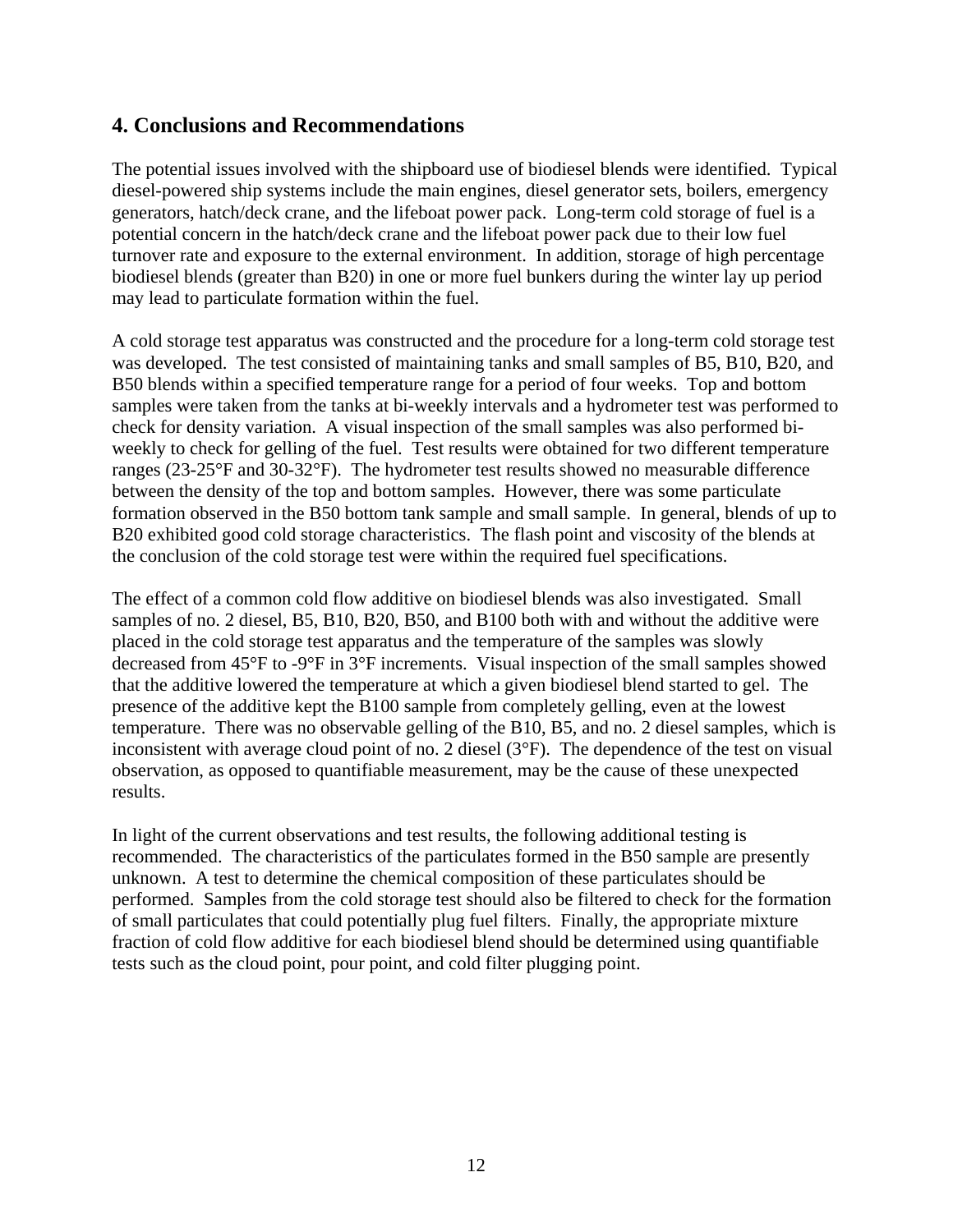## 4. Conclusions and Recommendations

The potential issues involved with the shipboard use of biodiesel blends were identified. Typical diesel-powered ship systems include the main engines, diesel generator sets, boilers, emergency generators, hatch/deck crane, and the lifeboat power pack. Long-term cold storage of fuel is a potential concern in the hatch/deck crane and the lifeboat power pack due to their low fuel turnover rate and exposure to the external environment. In addition, storage of high percentage biodiesel blends (greater than B20) in one or more fuel bunkers during the winter lay up period may lead to particulate formation within the fuel.

A cold storage test apparatus was constructed and the procedure for a long-term cold storage test was developed. The test consisted of maintaining tanks and small samples of B5, B10, B20, and B50 blends within a specified temperature range for a period of four weeks. Top and bottom samples were taken from the tanks at bi-weekly intervals and a hydrometer test was performed to check for density variation. A visual inspection of the small samples was also performed bi-weekly to check for gelling of the fuel. Test results were obtained for two different temperature ranges (23-25°F and 30-32°F). The hydrometer test results showed no measurable difference between the density of the top and bottom samples. However, there was some particulate formation observed in the B50 bottom tank sample and small sample. In general, blends of up to B20 exhibited good cold storage characteristics. The flash point and viscosity of the blends at the conclusion of the cold storage test were within the required fuel specifications.

The effect of a common cold flow additive on biodiesel blends was also investigated. Small samples of no. 2 diesel, B5, B10, B20, B50, and B100 both with and without the additive were placed in the cold storage test apparatus and the temperature of the samples was slowly decreased from 45°F to -9°F in 3°F increments. Visual inspection of the small samples showed that the additive lowered the temperature at which a given biodiesel blend started to gel. The presence of the additive kept the B100 sample from completely gelling, even at the lowest temperature. There was no observable gelling of the B10, B5, and no. 2 diesel samples, which is inconsistent with average cloud point of no. 2 diesel (3°F). The dependence of the test on visual observation, as opposed to quantifiable measurement, may be the cause of these unexpected results.

In light of the current observations and test results, the following additional testing is recommended. The characteristics of the particulates formed in the B50 sample are presently unknown. A test to determine the chemical composition of these particulates should be performed. Samples from the cold storage test should also be filtered to check for the formation of small particulates that could potentially plug fuel filters. Finally, the appropriate mixture fraction of cold flow additive for each biodiesel blend should be determined using quantifiable tests such as the cloud point, pour point, and cold filter plugging point.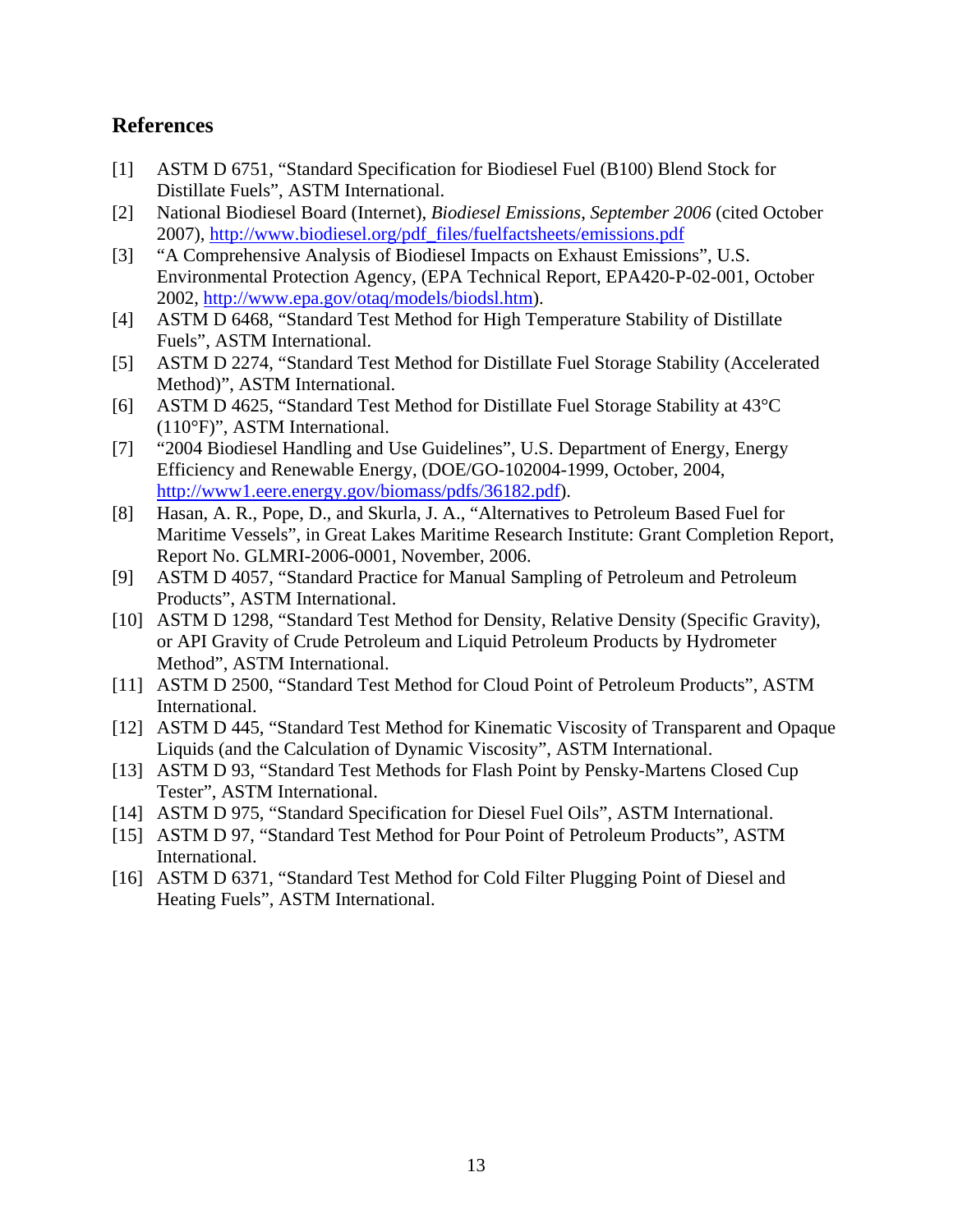## References

[1] ASTM D 6751, "Standard Specification for Biodiesel Fuel (B100) Blend Stock for Distillate Fuels", ASTM International.

[2] National Biodiesel Board (Internet), *Biodiesel Emissions, September 2006* (cited October 2007), http://www.biodiesel.org/pdf_files/fuelfactsheets/emissions.pdf

[3] "A Comprehensive Analysis of Biodiesel Impacts on Exhaust Emissions", U.S. Environmental Protection Agency, (EPA Technical Report, EPA420-P-02-001, October 2002, http://www.epa.gov/otaq/models/biodsl.htm).

[4] ASTM D 6468, "Standard Test Method for High Temperature Stability of Distillate Fuels", ASTM International.

[5] ASTM D 2274, "Standard Test Method for Distillate Fuel Storage Stability (Accelerated Method)", ASTM International.

[6] ASTM D 4625, "Standard Test Method for Distillate Fuel Storage Stability at 43°C (110°F)", ASTM International.

[7] "2004 Biodiesel Handling and Use Guidelines", U.S. Department of Energy, Energy Efficiency and Renewable Energy, (DOE/GO-102004-1999, October, 2004, http://www1.eere.energy.gov/biomass/pdfs/36182.pdf).

[8] Hasan, A. R., Pope, D., and Skurla, J. A., "Alternatives to Petroleum Based Fuel for Maritime Vessels", in Great Lakes Maritime Research Institute: Grant Completion Report, Report No. GLMRI-2006-0001, November, 2006.

[9] ASTM D 4057, "Standard Practice for Manual Sampling of Petroleum and Petroleum Products", ASTM International.

[10] ASTM D 1298, "Standard Test Method for Density, Relative Density (Specific Gravity), or API Gravity of Crude Petroleum and Liquid Petroleum Products by Hydrometer Method", ASTM International.

[11] ASTM D 2500, "Standard Test Method for Cloud Point of Petroleum Products", ASTM International.

[12] ASTM D 445, "Standard Test Method for Kinematic Viscosity of Transparent and Opaque Liquids (and the Calculation of Dynamic Viscosity", ASTM International.

[13] ASTM D 93, "Standard Test Methods for Flash Point by Pensky-Martens Closed Cup Tester", ASTM International.

[14] ASTM D 975, "Standard Specification for Diesel Fuel Oils", ASTM International.

[15] ASTM D 97, "Standard Test Method for Pour Point of Petroleum Products", ASTM International.

[16] ASTM D 6371, "Standard Test Method for Cold Filter Plugging Point of Diesel and Heating Fuels", ASTM International.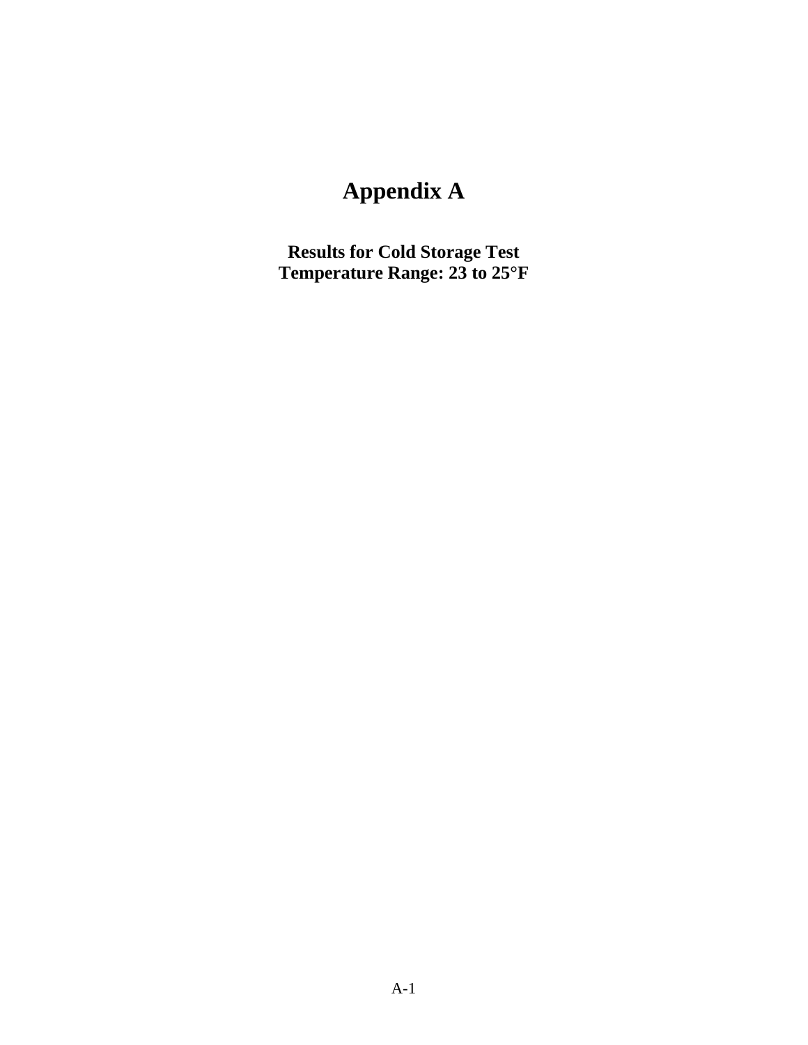# Appendix A

**Results for Cold Storage Test**
**Temperature Range: 23 to 25°F**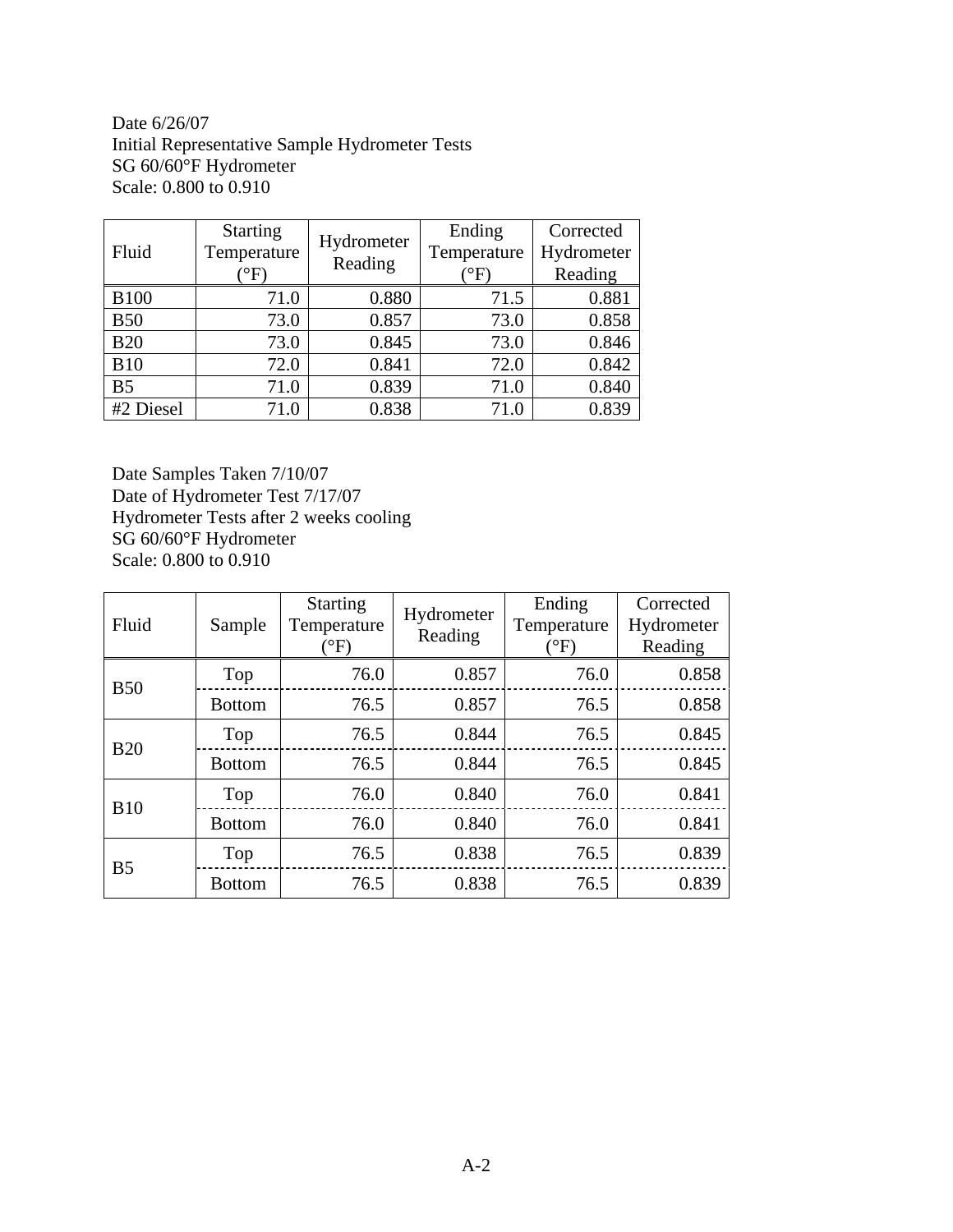Date 6/26/07
Initial Representative Sample Hydrometer Tests
SG 60/60°F Hydrometer
Scale: 0.800 to 0.910

| Fluid | Starting Temperature (°F) | Hydrometer Reading | Ending Temperature (°F) | Corrected Hydrometer Reading |
|---|---|---|---|---|
| B100 | 71.0 | 0.880 | 71.5 | 0.881 |
| B50 | 73.0 | 0.857 | 73.0 | 0.858 |
| B20 | 73.0 | 0.845 | 73.0 | 0.846 |
| B10 | 72.0 | 0.841 | 72.0 | 0.842 |
| B5 | 71.0 | 0.839 | 71.0 | 0.840 |
| #2 Diesel | 71.0 | 0.838 | 71.0 | 0.839 |

Date Samples Taken 7/10/07
Date of Hydrometer Test 7/17/07
Hydrometer Tests after 2 weeks cooling
SG 60/60°F Hydrometer
Scale: 0.800 to 0.910

| Fluid | Sample | Starting Temperature (°F) | Hydrometer Reading | Ending Temperature (°F) | Corrected Hydrometer Reading |
|---|---|---|---|---|---|
| B50 | Top | 76.0 | 0.857 | 76.0 | 0.858 |
| | Bottom | 76.5 | 0.857 | 76.5 | 0.858 |
| B20 | Top | 76.5 | 0.844 | 76.5 | 0.845 |
| | Bottom | 76.5 | 0.844 | 76.5 | 0.845 |
| B10 | Top | 76.0 | 0.840 | 76.0 | 0.841 |
| | Bottom | 76.0 | 0.840 | 76.0 | 0.841 |
| B5 | Top | 76.5 | 0.838 | 76.5 | 0.839 |
| | Bottom | 76.5 | 0.838 | 76.5 | 0.839 |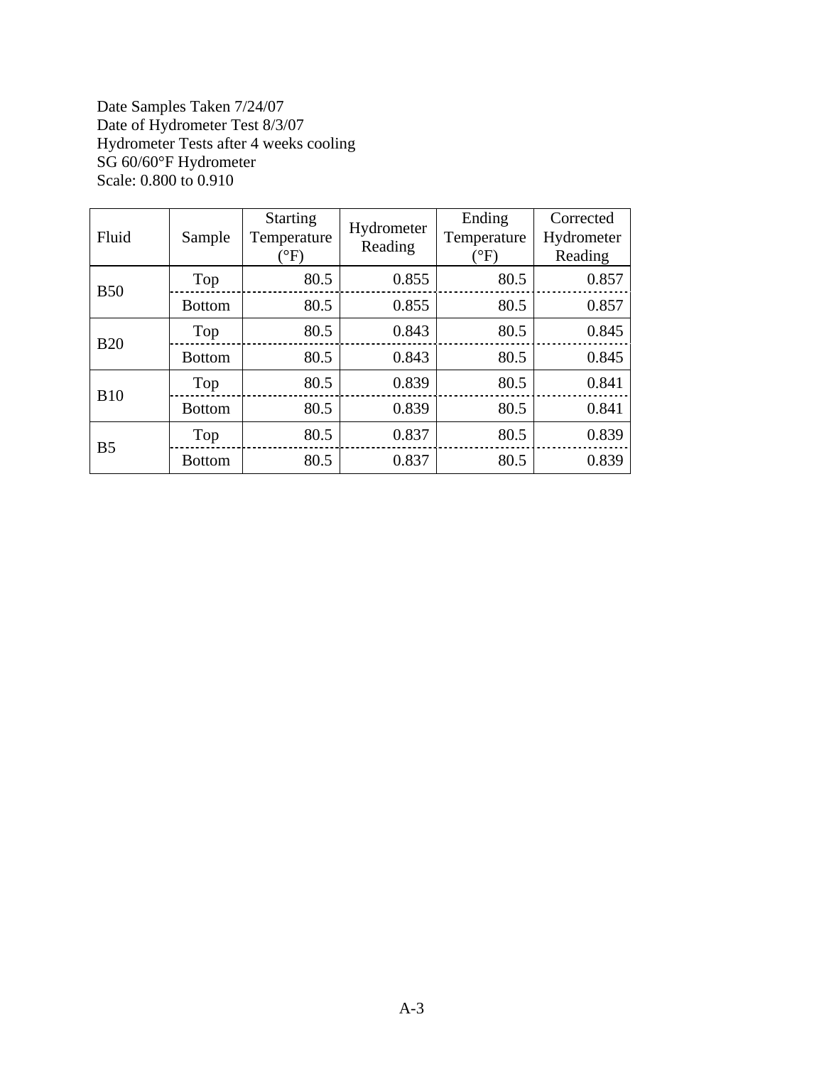Date Samples Taken 7/24/07
Date of Hydrometer Test 8/3/07
Hydrometer Tests after 4 weeks cooling
SG 60/60°F Hydrometer
Scale: 0.800 to 0.910

| Fluid | Sample | Starting Temperature (°F) | Hydrometer Reading | Ending Temperature (°F) | Corrected Hydrometer Reading |
|---|---|---|---|---|---|
| B50 | Top | 80.5 | 0.855 | 80.5 | 0.857 |
| | Bottom | 80.5 | 0.855 | 80.5 | 0.857 |
| B20 | Top | 80.5 | 0.843 | 80.5 | 0.845 |
| | Bottom | 80.5 | 0.843 | 80.5 | 0.845 |
| B10 | Top | 80.5 | 0.839 | 80.5 | 0.841 |
| | Bottom | 80.5 | 0.839 | 80.5 | 0.841 |
| B5 | Top | 80.5 | 0.837 | 80.5 | 0.839 |
| | Bottom | 80.5 | 0.837 | 80.5 | 0.839 |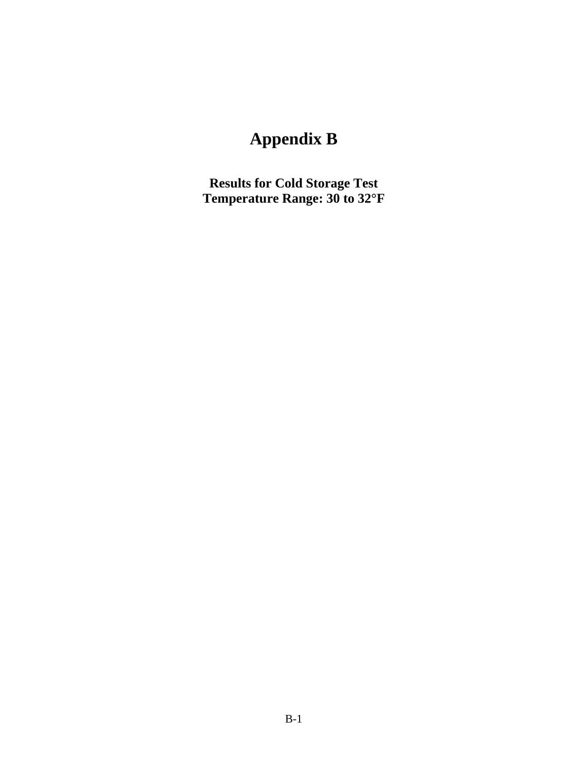# Appendix B

**Results for Cold Storage Test**
**Temperature Range: 30 to 32°F**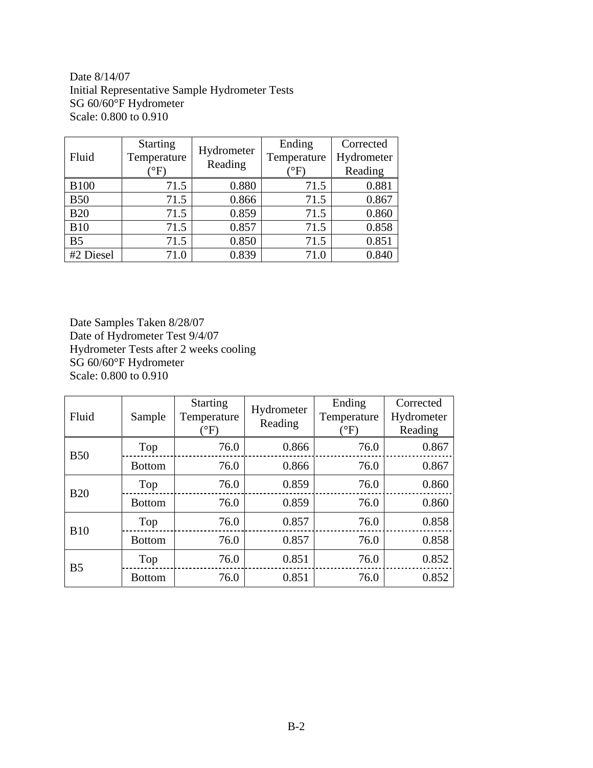Date 8/14/07
Initial Representative Sample Hydrometer Tests
SG 60/60°F Hydrometer
Scale: 0.800 to 0.910

| Fluid | Starting Temperature (°F) | Hydrometer Reading | Ending Temperature (°F) | Corrected Hydrometer Reading |
|---|---|---|---|---|
| B100 | 71.5 | 0.880 | 71.5 | 0.881 |
| B50 | 71.5 | 0.866 | 71.5 | 0.867 |
| B20 | 71.5 | 0.859 | 71.5 | 0.860 |
| B10 | 71.5 | 0.857 | 71.5 | 0.858 |
| B5 | 71.5 | 0.850 | 71.5 | 0.851 |
| #2 Diesel | 71.0 | 0.839 | 71.0 | 0.840 |

Date Samples Taken 8/28/07
Date of Hydrometer Test 9/4/07
Hydrometer Tests after 2 weeks cooling
SG 60/60°F Hydrometer
Scale: 0.800 to 0.910

| Fluid | Sample | Starting Temperature (°F) | Hydrometer Reading | Ending Temperature (°F) | Corrected Hydrometer Reading |
|---|---|---|---|---|---|
| B50 | Top | 76.0 | 0.866 | 76.0 | 0.867 |
| | Bottom | 76.0 | 0.866 | 76.0 | 0.867 |
| B20 | Top | 76.0 | 0.859 | 76.0 | 0.860 |
| | Bottom | 76.0 | 0.859 | 76.0 | 0.860 |
| B10 | Top | 76.0 | 0.857 | 76.0 | 0.858 |
| | Bottom | 76.0 | 0.857 | 76.0 | 0.858 |
| B5 | Top | 76.0 | 0.851 | 76.0 | 0.852 |
| | Bottom | 76.0 | 0.851 | 76.0 | 0.852 |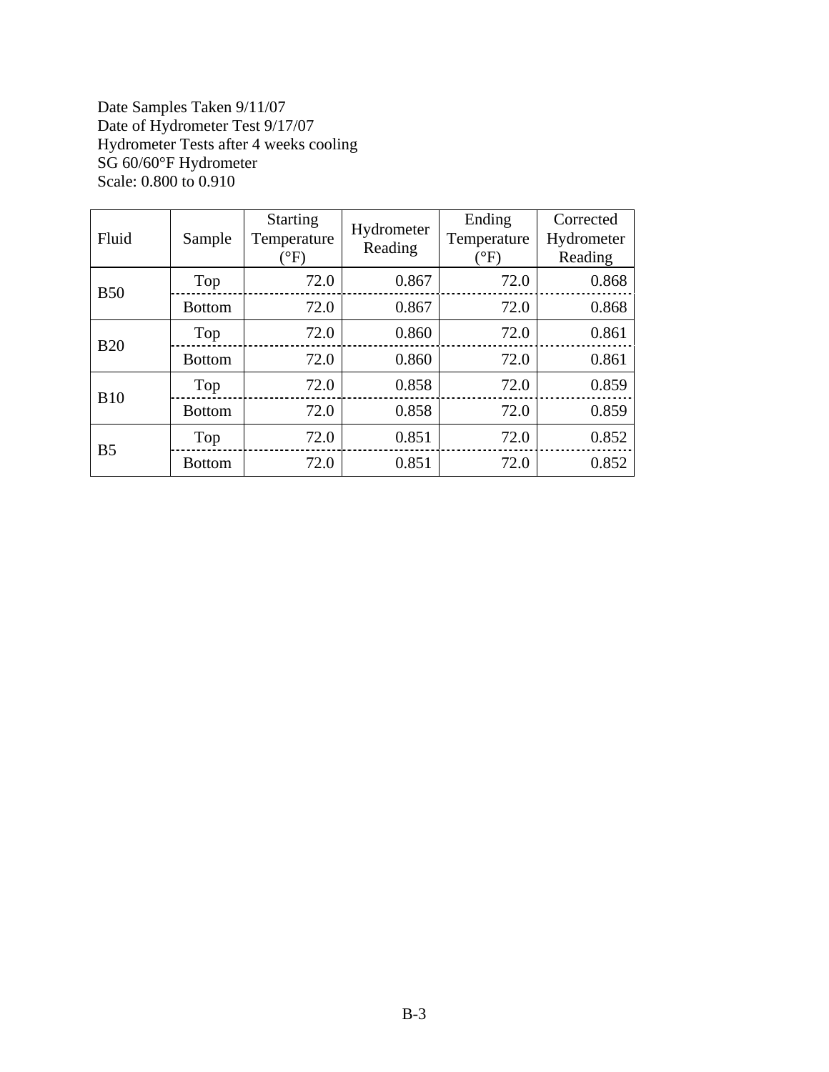Date Samples Taken 9/11/07
Date of Hydrometer Test 9/17/07
Hydrometer Tests after 4 weeks cooling
SG 60/60°F Hydrometer
Scale: 0.800 to 0.910

| Fluid | Sample | Starting Temperature (°F) | Hydrometer Reading | Ending Temperature (°F) | Corrected Hydrometer Reading |
|---|---|---|---|---|---|
| B50 | Top | 72.0 | 0.867 | 72.0 | 0.868 |
| | Bottom | 72.0 | 0.867 | 72.0 | 0.868 |
| B20 | Top | 72.0 | 0.860 | 72.0 | 0.861 |
| | Bottom | 72.0 | 0.860 | 72.0 | 0.861 |
| B10 | Top | 72.0 | 0.858 | 72.0 | 0.859 |
| | Bottom | 72.0 | 0.858 | 72.0 | 0.859 |
| B5 | Top | 72.0 | 0.851 | 72.0 | 0.852 |
| | Bottom | 72.0 | 0.851 | 72.0 | 0.852 |